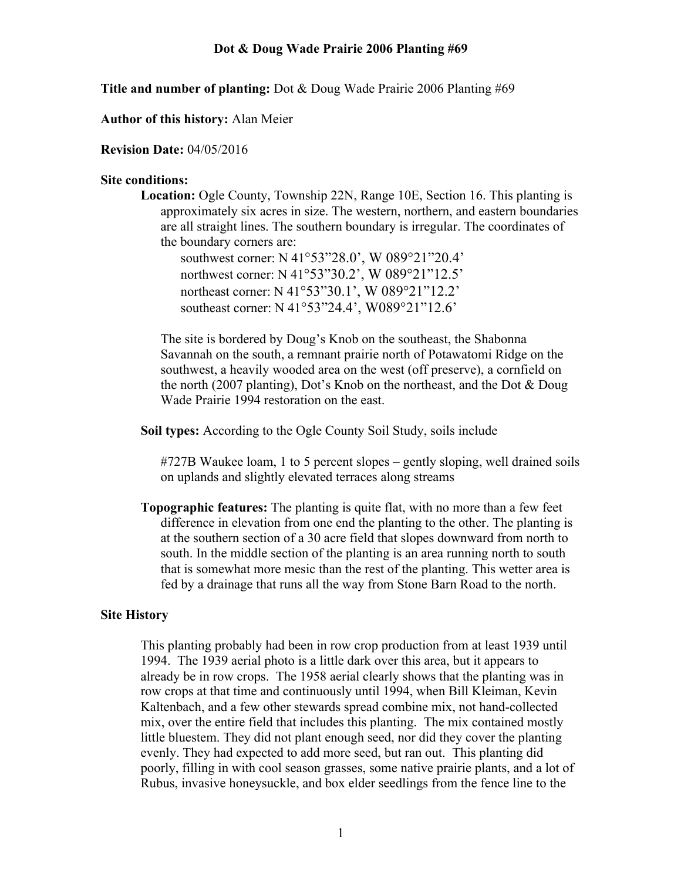**Dot & Doug Wade Prairie 2006 Planting #69**

**Title and number of planting:** Dot & Doug Wade Prairie 2006 Planting #69

**Author of this history:** Alan Meier

**Revision Date:** 04/05/2016

**Site conditions:**

**Location:** Ogle County, Township 22N, Range 10E, Section 16. This planting is approximately six acres in size. The western, northern, and eastern boundaries are all straight lines. The southern boundary is irregular. The coordinates of the boundary corners are:

southwest corner: N 41°53"28.0', W 089°21"20.4'
northwest corner: N 41°53"30.2', W 089°21"12.5'
northeast corner: N 41°53"30.1', W 089°21"12.2'
southeast corner: N 41°53"24.4', W089°21"12.6'

The site is bordered by Doug's Knob on the southeast, the Shabonna Savannah on the south, a remnant prairie north of Potawatomi Ridge on the southwest, a heavily wooded area on the west (off preserve), a cornfield on the north (2007 planting), Dot's Knob on the northeast, and the Dot & Doug Wade Prairie 1994 restoration on the east.

**Soil types:** According to the Ogle County Soil Study, soils include

#727B Waukee loam, 1 to 5 percent slopes – gently sloping, well drained soils on uplands and slightly elevated terraces along streams

**Topographic features:** The planting is quite flat, with no more than a few feet difference in elevation from one end the planting to the other. The planting is at the southern section of a 30 acre field that slopes downward from north to south. In the middle section of the planting is an area running north to south that is somewhat more mesic than the rest of the planting. This wetter area is fed by a drainage that runs all the way from Stone Barn Road to the north.

**Site History**

This planting probably had been in row crop production from at least 1939 until 1994. The 1939 aerial photo is a little dark over this area, but it appears to already be in row crops. The 1958 aerial clearly shows that the planting was in row crops at that time and continuously until 1994, when Bill Kleiman, Kevin Kaltenbach, and a few other stewards spread combine mix, not hand-collected mix, over the entire field that includes this planting. The mix contained mostly little bluestem. They did not plant enough seed, nor did they cover the planting evenly. They had expected to add more seed, but ran out. This planting did poorly, filling in with cool season grasses, some native prairie plants, and a lot of Rubus, invasive honeysuckle, and box elder seedlings from the fence line to the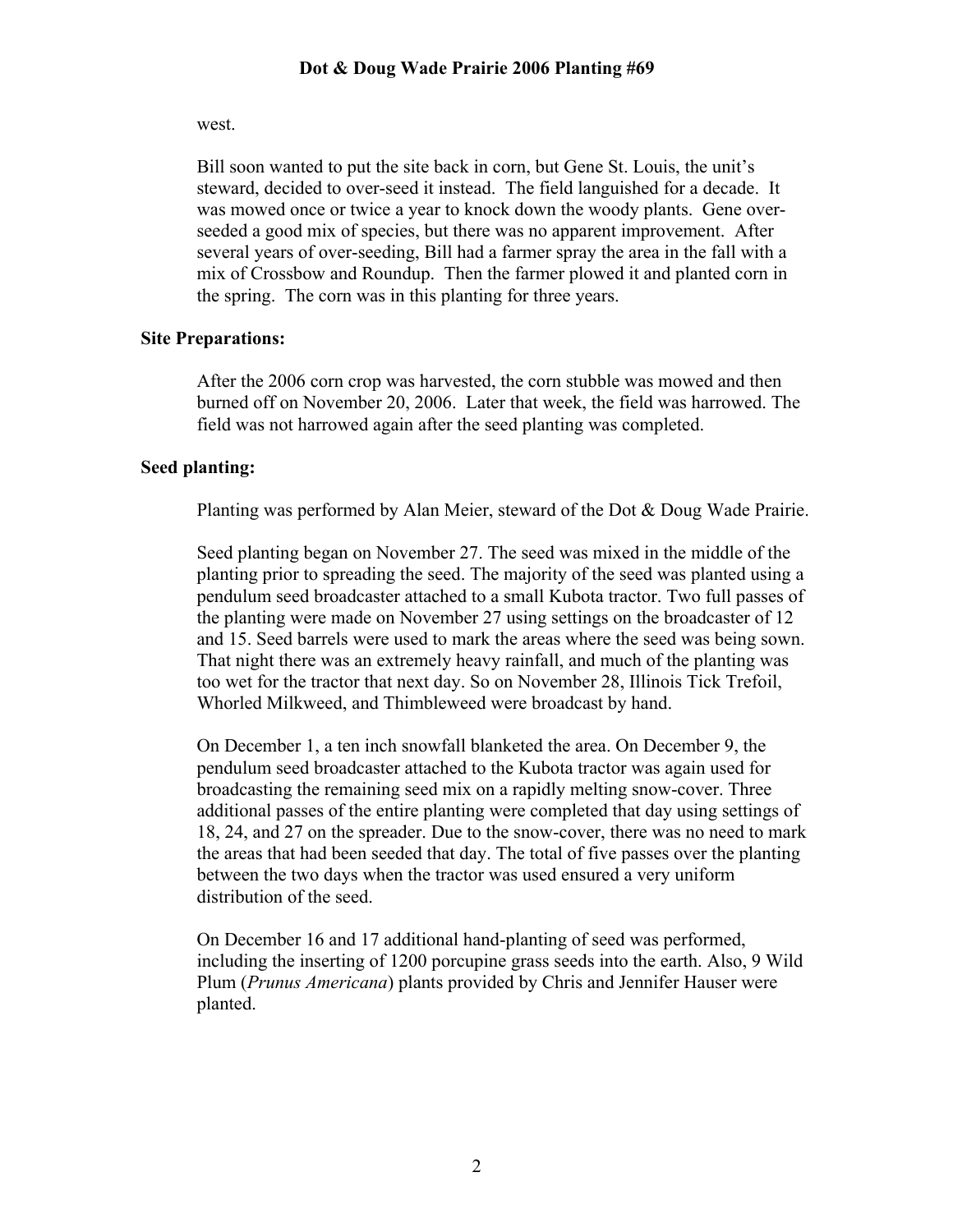west.

Bill soon wanted to put the site back in corn, but Gene St. Louis, the unit's steward, decided to over-seed it instead. The field languished for a decade. It was mowed once or twice a year to knock down the woody plants. Gene over-seeded a good mix of species, but there was no apparent improvement. After several years of over-seeding, Bill had a farmer spray the area in the fall with a mix of Crossbow and Roundup. Then the farmer plowed it and planted corn in the spring. The corn was in this planting for three years.

**Site Preparations:**

After the 2006 corn crop was harvested, the corn stubble was mowed and then burned off on November 20, 2006. Later that week, the field was harrowed. The field was not harrowed again after the seed planting was completed.

**Seed planting:**

Planting was performed by Alan Meier, steward of the Dot & Doug Wade Prairie.

Seed planting began on November 27. The seed was mixed in the middle of the planting prior to spreading the seed. The majority of the seed was planted using a pendulum seed broadcaster attached to a small Kubota tractor. Two full passes of the planting were made on November 27 using settings on the broadcaster of 12 and 15. Seed barrels were used to mark the areas where the seed was being sown. That night there was an extremely heavy rainfall, and much of the planting was too wet for the tractor that next day. So on November 28, Illinois Tick Trefoil, Whorled Milkweed, and Thimbleweed were broadcast by hand.

On December 1, a ten inch snowfall blanketed the area. On December 9, the pendulum seed broadcaster attached to the Kubota tractor was again used for broadcasting the remaining seed mix on a rapidly melting snow-cover. Three additional passes of the entire planting were completed that day using settings of 18, 24, and 27 on the spreader. Due to the snow-cover, there was no need to mark the areas that had been seeded that day. The total of five passes over the planting between the two days when the tractor was used ensured a very uniform distribution of the seed.

On December 16 and 17 additional hand-planting of seed was performed, including the inserting of 1200 porcupine grass seeds into the earth. Also, 9 Wild Plum (*Prunus Americana*) plants provided by Chris and Jennifer Hauser were planted.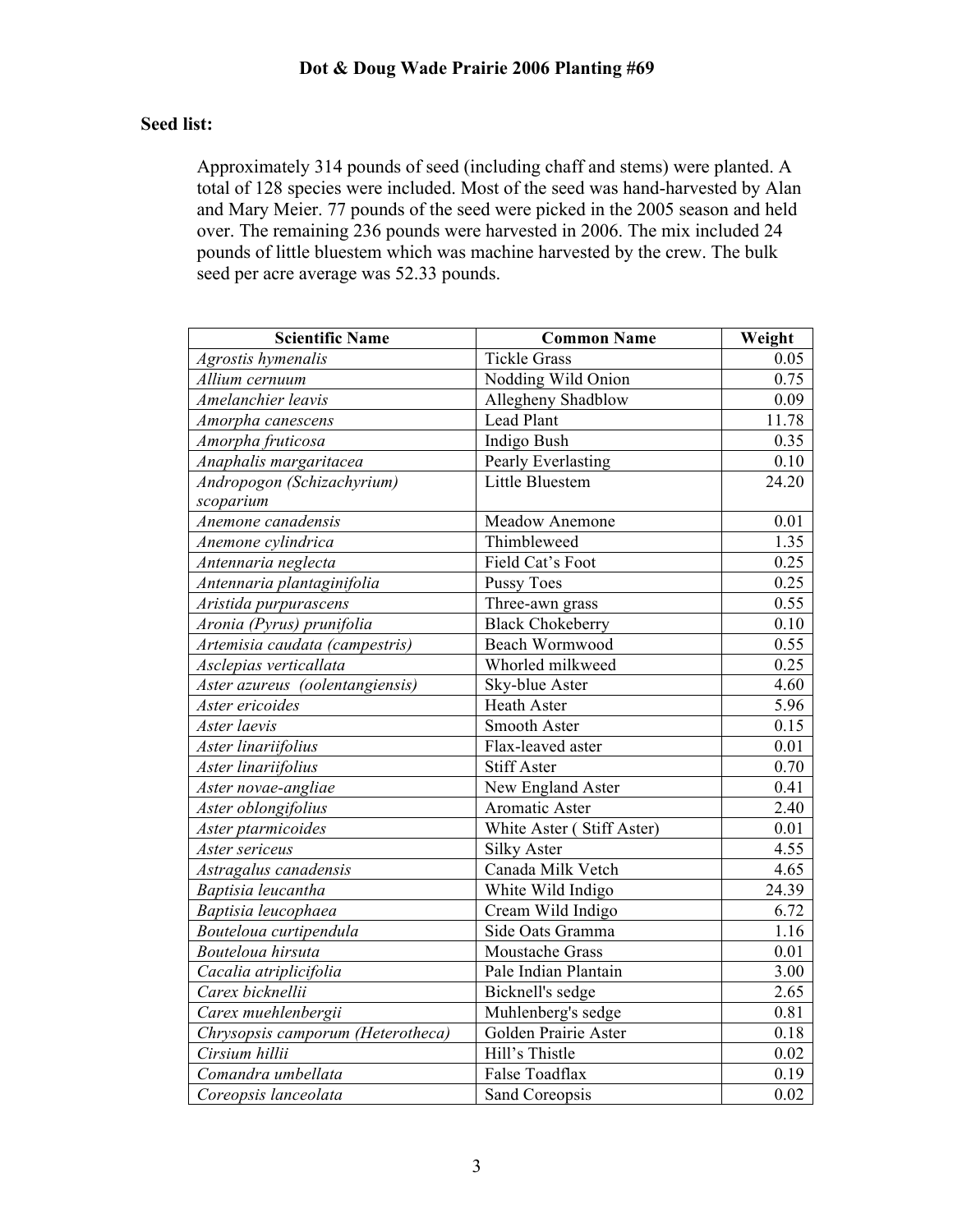**Dot & Doug Wade Prairie 2006 Planting #69**

**Seed list:**

Approximately 314 pounds of seed (including chaff and stems) were planted. A total of 128 species were included. Most of the seed was hand-harvested by Alan and Mary Meier. 77 pounds of the seed were picked in the 2005 season and held over. The remaining 236 pounds were harvested in 2006. The mix included 24 pounds of little bluestem which was machine harvested by the crew. The bulk seed per acre average was 52.33 pounds.

| Scientific Name | Common Name | Weight |
|---|---|---|
| *Agrostis hymenalis* | Tickle Grass | 0.05 |
| *Allium cernuum* | Nodding Wild Onion | 0.75 |
| *Amelanchier leavis* | Allegheny Shadblow | 0.09 |
| *Amorpha canescens* | Lead Plant | 11.78 |
| *Amorpha fruticosa* | Indigo Bush | 0.35 |
| *Anaphalis margaritacea* | Pearly Everlasting | 0.10 |
| *Andropogon (Schizachyrium) scoparium* | Little Bluestem | 24.20 |
| *Anemone canadensis* | Meadow Anemone | 0.01 |
| *Anemone cylindrica* | Thimbleweed | 1.35 |
| *Antennaria neglecta* | Field Cat's Foot | 0.25 |
| *Antennaria plantaginifolia* | Pussy Toes | 0.25 |
| *Aristida purpurascens* | Three-awn grass | 0.55 |
| *Aronia (Pyrus) prunifolia* | Black Chokeberry | 0.10 |
| *Artemisia caudata (campestris)* | Beach Wormwood | 0.55 |
| *Asclepias verticallata* | Whorled milkweed | 0.25 |
| *Aster azureus (oolentangiensis)* | Sky-blue Aster | 4.60 |
| *Aster ericoides* | Heath Aster | 5.96 |
| *Aster laevis* | Smooth Aster | 0.15 |
| *Aster linariifolius* | Flax-leaved aster | 0.01 |
| *Aster linariifolius* | Stiff Aster | 0.70 |
| *Aster novae-angliae* | New England Aster | 0.41 |
| *Aster oblongifolius* | Aromatic Aster | 2.40 |
| *Aster ptarmicoides* | White Aster ( Stiff Aster) | 0.01 |
| *Aster sericeus* | Silky Aster | 4.55 |
| *Astragalus canadensis* | Canada Milk Vetch | 4.65 |
| *Baptisia leucantha* | White Wild Indigo | 24.39 |
| *Baptisia leucophaea* | Cream Wild Indigo | 6.72 |
| *Bouteloua curtipendula* | Side Oats Gramma | 1.16 |
| *Bouteloua hirsuta* | Moustache Grass | 0.01 |
| *Cacalia atriplicifolia* | Pale Indian Plantain | 3.00 |
| *Carex bicknellii* | Bicknell's sedge | 2.65 |
| *Carex muehlenbergii* | Muhlenberg's sedge | 0.81 |
| *Chrysopsis camporum (Heterotheca)* | Golden Prairie Aster | 0.18 |
| *Cirsium hillii* | Hill's Thistle | 0.02 |
| *Comandra umbellata* | False Toadflax | 0.19 |
| *Coreopsis lanceolata* | Sand Coreopsis | 0.02 |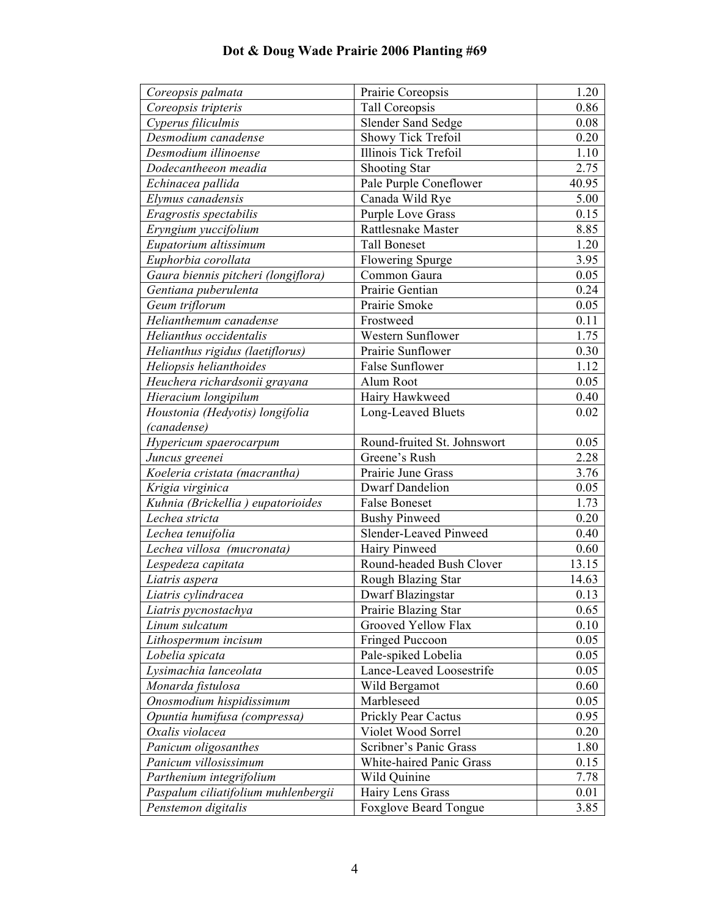# Dot & Doug Wade Prairie 2006 Planting #69

| | | |
|---|---|---:|
| *Coreopsis palmata* | Prairie Coreopsis | 1.20 |
| *Coreopsis tripteris* | Tall Coreopsis | 0.86 |
| *Cyperus filiculmis* | Slender Sand Sedge | 0.08 |
| *Desmodium canadense* | Showy Tick Trefoil | 0.20 |
| *Desmodium illinoense* | Illinois Tick Trefoil | 1.10 |
| *Dodecantheeon meadia* | Shooting Star | 2.75 |
| *Echinacea pallida* | Pale Purple Coneflower | 40.95 |
| *Elymus canadensis* | Canada Wild Rye | 5.00 |
| *Eragrostis spectabilis* | Purple Love Grass | 0.15 |
| *Eryngium yuccifolium* | Rattlesnake Master | 8.85 |
| *Eupatorium altissimum* | Tall Boneset | 1.20 |
| *Euphorbia corollata* | Flowering Spurge | 3.95 |
| *Gaura biennis pitcheri (longiflora)* | Common Gaura | 0.05 |
| *Gentiana puberulenta* | Prairie Gentian | 0.24 |
| *Geum triflorum* | Prairie Smoke | 0.05 |
| *Helianthemum canadense* | Frostweed | 0.11 |
| *Helianthus occidentalis* | Western Sunflower | 1.75 |
| *Helianthus rigidus (laetiflorus)* | Prairie Sunflower | 0.30 |
| *Heliopsis helianthoides* | False Sunflower | 1.12 |
| *Heuchera richardsonii grayana* | Alum Root | 0.05 |
| *Hieracium longipilum* | Hairy Hawkweed | 0.40 |
| *Houstonia (Hedyotis) longifolia (canadense)* | Long-Leaved Bluets | 0.02 |
| *Hypericum spaerocarpum* | Round-fruited St. Johnswort | 0.05 |
| *Juncus greenei* | Greene's Rush | 2.28 |
| *Koeleria cristata (macrantha)* | Prairie June Grass | 3.76 |
| *Krigia virginica* | Dwarf Dandelion | 0.05 |
| *Kuhnia (Brickellia ) eupatorioides* | False Boneset | 1.73 |
| *Lechea stricta* | Bushy Pinweed | 0.20 |
| *Lechea tenuifolia* | Slender-Leaved Pinweed | 0.40 |
| *Lechea villosa (mucronata)* | Hairy Pinweed | 0.60 |
| *Lespedeza capitata* | Round-headed Bush Clover | 13.15 |
| *Liatris aspera* | Rough Blazing Star | 14.63 |
| *Liatris cylindracea* | Dwarf Blazingstar | 0.13 |
| *Liatris pycnostachya* | Prairie Blazing Star | 0.65 |
| *Linum sulcatum* | Grooved Yellow Flax | 0.10 |
| *Lithospermum incisum* | Fringed Puccoon | 0.05 |
| *Lobelia spicata* | Pale-spiked Lobelia | 0.05 |
| *Lysimachia lanceolata* | Lance-Leaved Loosestrife | 0.05 |
| *Monarda fistulosa* | Wild Bergamot | 0.60 |
| *Onosmodium hispidissimum* | Marbleseed | 0.05 |
| *Opuntia humifusa (compressa)* | Prickly Pear Cactus | 0.95 |
| *Oxalis violacea* | Violet Wood Sorrel | 0.20 |
| *Panicum oligosanthes* | Scribner's Panic Grass | 1.80 |
| *Panicum villosissimum* | White-haired Panic Grass | 0.15 |
| *Parthenium integrifolium* | Wild Quinine | 7.78 |
| *Paspalum ciliatifolium muhlenbergii* | Hairy Lens Grass | 0.01 |
| *Penstemon digitalis* | Foxglove Beard Tongue | 3.85 |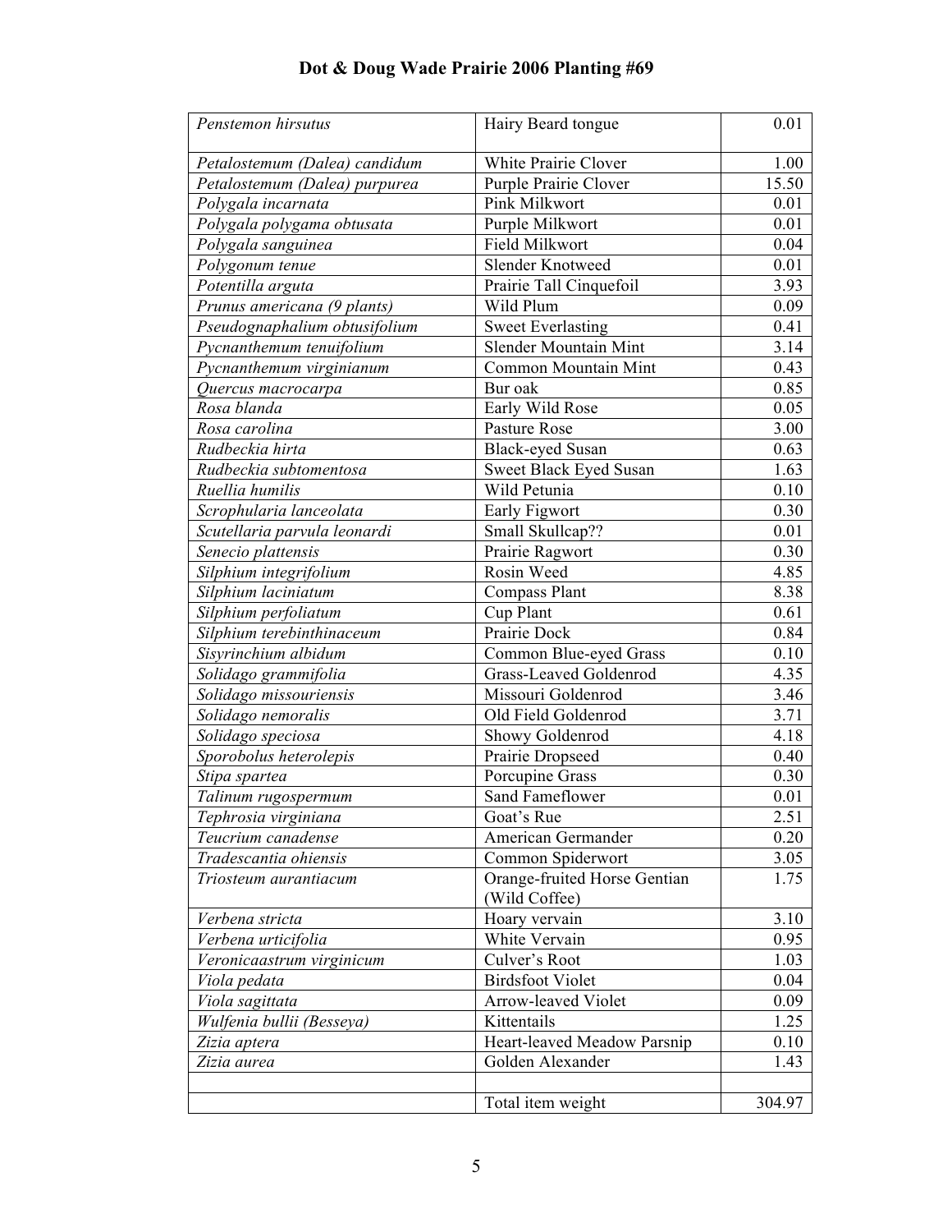# Dot & Doug Wade Prairie 2006 Planting #69

| | | |
|---|---|---|
| *Penstemon hirsutus* | Hairy Beard tongue | 0.01 |
| *Petalostemum (Dalea) candidum* | White Prairie Clover | 1.00 |
| *Petalostemum (Dalea) purpurea* | Purple Prairie Clover | 15.50 |
| *Polygala incarnata* | Pink Milkwort | 0.01 |
| *Polygala polygama obtusata* | Purple Milkwort | 0.01 |
| *Polygala sanguinea* | Field Milkwort | 0.04 |
| *Polygonum tenue* | Slender Knotweed | 0.01 |
| *Potentilla arguta* | Prairie Tall Cinquefoil | 3.93 |
| *Prunus americana (9 plants)* | Wild Plum | 0.09 |
| *Pseudognaphalium obtusifolium* | Sweet Everlasting | 0.41 |
| *Pycnanthemum tenuifolium* | Slender Mountain Mint | 3.14 |
| *Pycnanthemum virginianum* | Common Mountain Mint | 0.43 |
| *Quercus macrocarpa* | Bur oak | 0.85 |
| *Rosa blanda* | Early Wild Rose | 0.05 |
| *Rosa carolina* | Pasture Rose | 3.00 |
| *Rudbeckia hirta* | Black-eyed Susan | 0.63 |
| *Rudbeckia subtomentosa* | Sweet Black Eyed Susan | 1.63 |
| *Ruellia humilis* | Wild Petunia | 0.10 |
| *Scrophularia lanceolata* | Early Figwort | 0.30 |
| *Scutellaria parvula leonardi* | Small Skullcap?? | 0.01 |
| *Senecio plattensis* | Prairie Ragwort | 0.30 |
| *Silphium integrifolium* | Rosin Weed | 4.85 |
| *Silphium laciniatum* | Compass Plant | 8.38 |
| *Silphium perfoliatum* | Cup Plant | 0.61 |
| *Silphium terebinthinaceum* | Prairie Dock | 0.84 |
| *Sisyrinchium albidum* | Common Blue-eyed Grass | 0.10 |
| *Solidago grammifolia* | Grass-Leaved Goldenrod | 4.35 |
| *Solidago missouriensis* | Missouri Goldenrod | 3.46 |
| *Solidago nemoralis* | Old Field Goldenrod | 3.71 |
| *Solidago speciosa* | Showy Goldenrod | 4.18 |
| *Sporobolus heterolepis* | Prairie Dropseed | 0.40 |
| *Stipa spartea* | Porcupine Grass | 0.30 |
| *Talinum rugospermum* | Sand Fameflower | 0.01 |
| *Tephrosia virginiana* | Goat's Rue | 2.51 |
| *Teucrium canadense* | American Germander | 0.20 |
| *Tradescantia ohiensis* | Common Spiderwort | 3.05 |
| *Triosteum aurantiacum* | Orange-fruited Horse Gentian (Wild Coffee) | 1.75 |
| *Verbena stricta* | Hoary vervain | 3.10 |
| *Verbena urticifolia* | White Vervain | 0.95 |
| *Veronicaastrum virginicum* | Culver's Root | 1.03 |
| *Viola pedata* | Birdsfoot Violet | 0.04 |
| *Viola sagittata* | Arrow-leaved Violet | 0.09 |
| *Wulfenia bullii (Besseya)* | Kittentails | 1.25 |
| *Zizia aptera* | Heart-leaved Meadow Parsnip | 0.10 |
| *Zizia aurea* | Golden Alexander | 1.43 |
| | | |
| | Total item weight | 304.97 |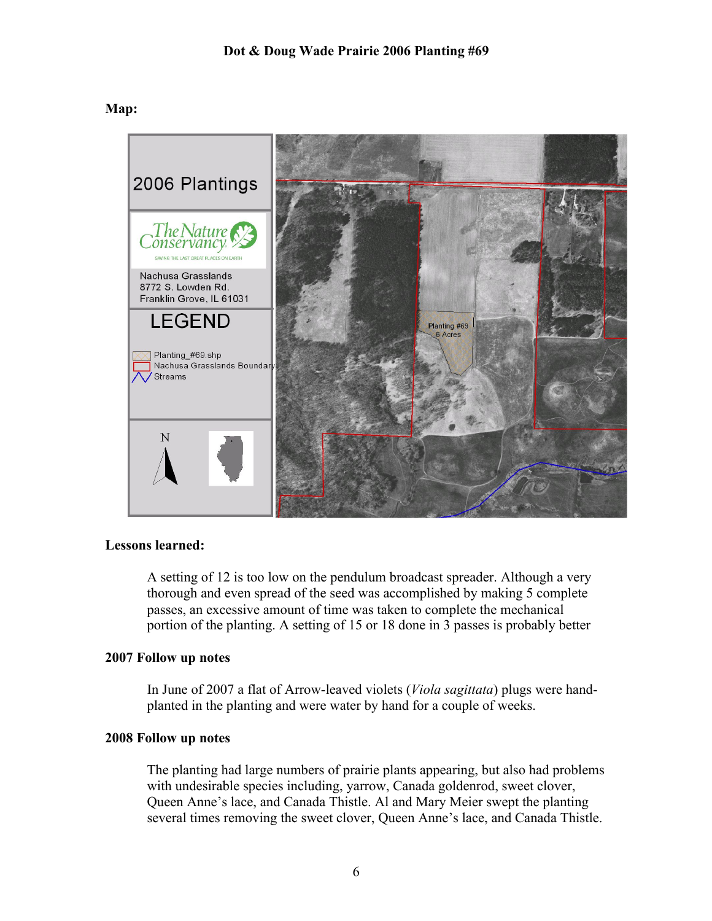# Dot & Doug Wade Prairie 2006 Planting #69

**Map:**

2006 Plantings

The Nature Conservancy
SAVING THE LAST GREAT PLACES ON EARTH

Nachusa Grasslands
8772 S. Lowden Rd.
Franklin Grove, IL 61031

LEGEND

Planting_#69.shp
Nachusa Grasslands Boundary
Streams

N

Planting #69
6 Acres

**Lessons learned:**

A setting of 12 is too low on the pendulum broadcast spreader. Although a very thorough and even spread of the seed was accomplished by making 5 complete passes, an excessive amount of time was taken to complete the mechanical portion of the planting. A setting of 15 or 18 done in 3 passes is probably better

**2007 Follow up notes**

In June of 2007 a flat of Arrow-leaved violets (*Viola sagittata*) plugs were hand-planted in the planting and were water by hand for a couple of weeks.

**2008 Follow up notes**

The planting had large numbers of prairie plants appearing, but also had problems with undesirable species including, yarrow, Canada goldenrod, sweet clover, Queen Anne's lace, and Canada Thistle. Al and Mary Meier swept the planting several times removing the sweet clover, Queen Anne's lace, and Canada Thistle.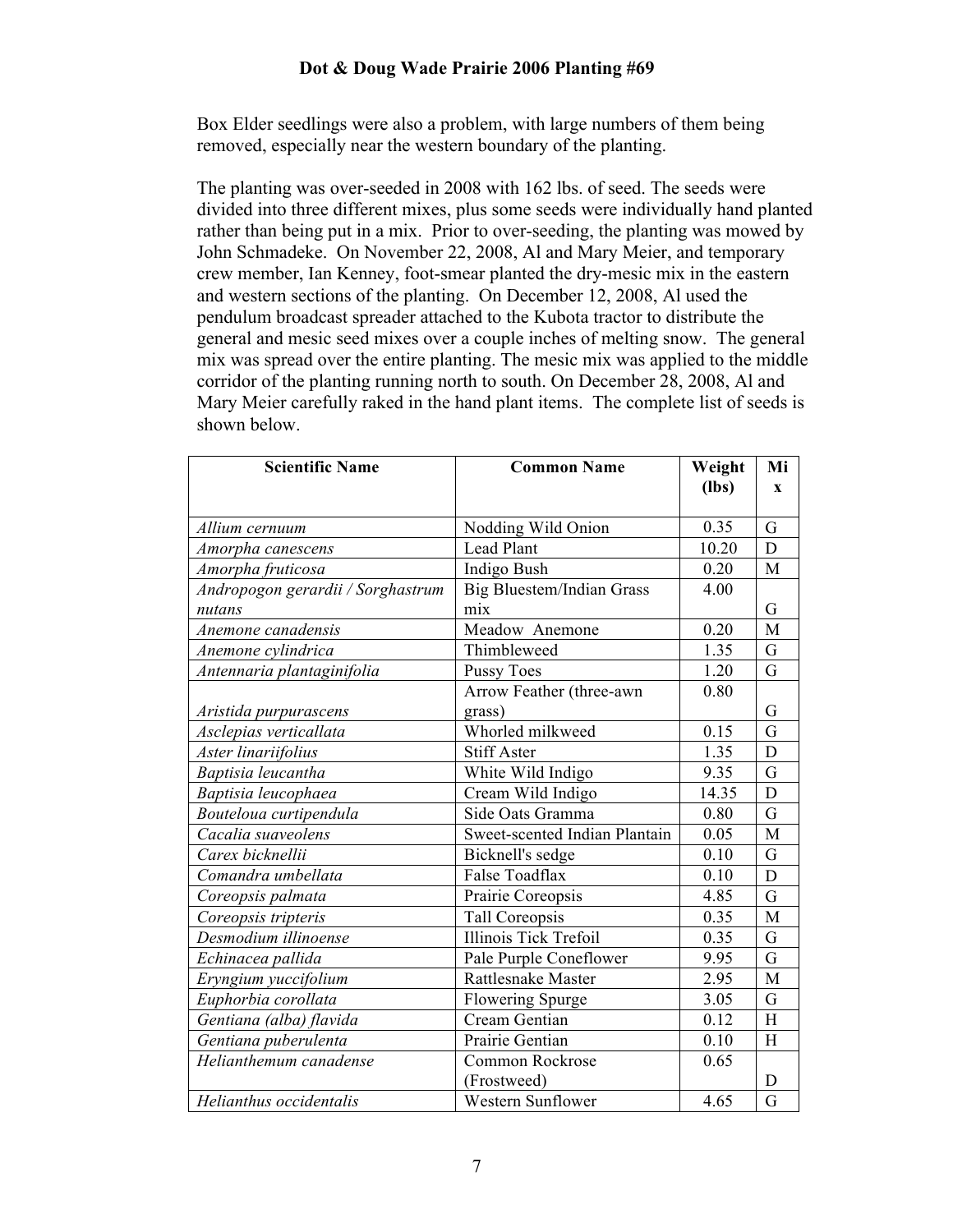Box Elder seedlings were also a problem, with large numbers of them being removed, especially near the western boundary of the planting.

The planting was over-seeded in 2008 with 162 lbs. of seed. The seeds were divided into three different mixes, plus some seeds were individually hand planted rather than being put in a mix. Prior to over-seeding, the planting was mowed by John Schmadeke. On November 22, 2008, Al and Mary Meier, and temporary crew member, Ian Kenney, foot-smear planted the dry-mesic mix in the eastern and western sections of the planting. On December 12, 2008, Al used the pendulum broadcast spreader attached to the Kubota tractor to distribute the general and mesic seed mixes over a couple inches of melting snow. The general mix was spread over the entire planting. The mesic mix was applied to the middle corridor of the planting running north to south. On December 28, 2008, Al and Mary Meier carefully raked in the hand plant items. The complete list of seeds is shown below.

| Scientific Name | Common Name | Weight (lbs) | Mix |
|---|---|---|---|
| *Allium cernuum* | Nodding Wild Onion | 0.35 | G |
| *Amorpha canescens* | Lead Plant | 10.20 | D |
| *Amorpha fruticosa* | Indigo Bush | 0.20 | M |
| *Andropogon gerardii / Sorghastrum nutans* | Big Bluestem/Indian Grass mix | 4.00 | G |
| *Anemone canadensis* | Meadow Anemone | 0.20 | M |
| *Anemone cylindrica* | Thimbleweed | 1.35 | G |
| *Antennaria plantaginifolia* | Pussy Toes | 1.20 | G |
| *Aristida purpurascens* | Arrow Feather (three-awn grass) | 0.80 | G |
| *Asclepias verticallata* | Whorled milkweed | 0.15 | G |
| *Aster linariifolius* | Stiff Aster | 1.35 | D |
| *Baptisia leucantha* | White Wild Indigo | 9.35 | G |
| *Baptisia leucophaea* | Cream Wild Indigo | 14.35 | D |
| *Bouteloua curtipendula* | Side Oats Gramma | 0.80 | G |
| *Cacalia suaveolens* | Sweet-scented Indian Plantain | 0.05 | M |
| *Carex bicknellii* | Bicknell's sedge | 0.10 | G |
| *Comandra umbellata* | False Toadflax | 0.10 | D |
| *Coreopsis palmata* | Prairie Coreopsis | 4.85 | G |
| *Coreopsis tripteris* | Tall Coreopsis | 0.35 | M |
| *Desmodium illinoense* | Illinois Tick Trefoil | 0.35 | G |
| *Echinacea pallida* | Pale Purple Coneflower | 9.95 | G |
| *Eryngium yuccifolium* | Rattlesnake Master | 2.95 | M |
| *Euphorbia corollata* | Flowering Spurge | 3.05 | G |
| *Gentiana (alba) flavida* | Cream Gentian | 0.12 | H |
| *Gentiana puberulenta* | Prairie Gentian | 0.10 | H |
| *Helianthemum canadense* | Common Rockrose (Frostweed) | 0.65 | D |
| *Helianthus occidentalis* | Western Sunflower | 4.65 | G |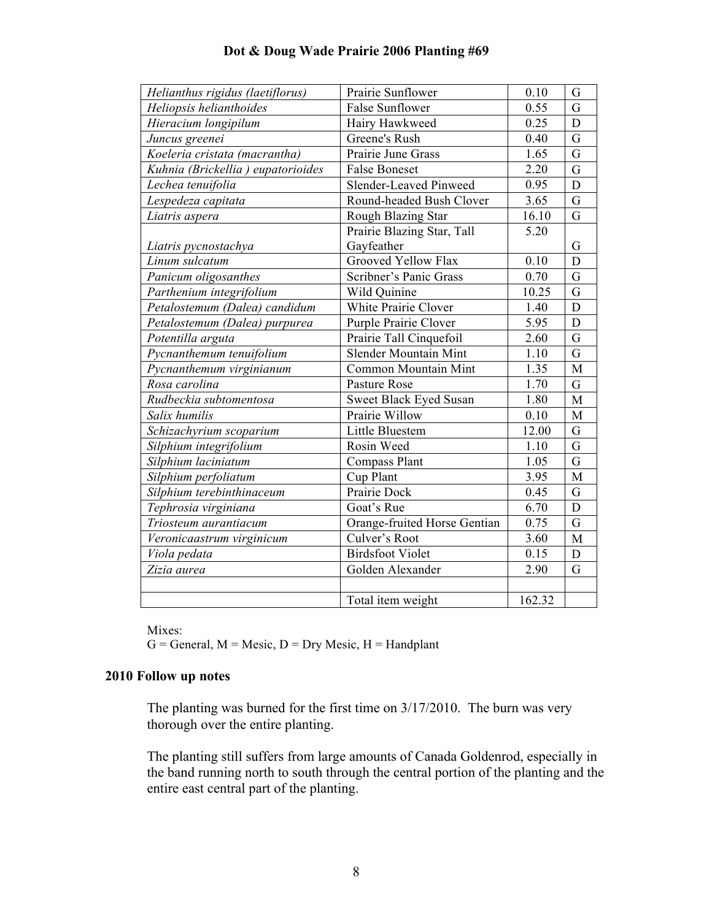# Dot & Doug Wade Prairie 2006 Planting #69

| | | | |
|---|---|---|---|
| *Helianthus rigidus (laetiflorus)* | Prairie Sunflower | 0.10 | G |
| *Heliopsis helianthoides* | False Sunflower | 0.55 | G |
| *Hieracium longipilum* | Hairy Hawkweed | 0.25 | D |
| *Juncus greenei* | Greene's Rush | 0.40 | G |
| *Koeleria cristata (macrantha)* | Prairie June Grass | 1.65 | G |
| *Kuhnia (Brickellia ) eupatorioides* | False Boneset | 2.20 | G |
| *Lechea tenuifolia* | Slender-Leaved Pinweed | 0.95 | D |
| *Lespedeza capitata* | Round-headed Bush Clover | 3.65 | G |
| *Liatris aspera* | Rough Blazing Star | 16.10 | G |
| *Liatris pycnostachya* | Prairie Blazing Star, Tall Gayfeather | 5.20 | G |
| *Linum sulcatum* | Grooved Yellow Flax | 0.10 | D |
| *Panicum oligosanthes* | Scribner's Panic Grass | 0.70 | G |
| *Parthenium integrifolium* | Wild Quinine | 10.25 | G |
| *Petalostemum (Dalea) candidum* | White Prairie Clover | 1.40 | D |
| *Petalostemum (Dalea) purpurea* | Purple Prairie Clover | 5.95 | D |
| *Potentilla arguta* | Prairie Tall Cinquefoil | 2.60 | G |
| *Pycnanthemum tenuifolium* | Slender Mountain Mint | 1.10 | G |
| *Pycnanthemum virginianum* | Common Mountain Mint | 1.35 | M |
| *Rosa carolina* | Pasture Rose | 1.70 | G |
| *Rudbeckia subtomentosa* | Sweet Black Eyed Susan | 1.80 | M |
| *Salix humilis* | Prairie Willow | 0.10 | M |
| *Schizachyrium scoparium* | Little Bluestem | 12.00 | G |
| *Silphium integrifolium* | Rosin Weed | 1.10 | G |
| *Silphium laciniatum* | Compass Plant | 1.05 | G |
| *Silphium perfoliatum* | Cup Plant | 3.95 | M |
| *Silphium terebinthinaceum* | Prairie Dock | 0.45 | G |
| *Tephrosia virginiana* | Goat's Rue | 6.70 | D |
| *Triosteum aurantiacum* | Orange-fruited Horse Gentian | 0.75 | G |
| *Veronicaastrum virginicum* | Culver's Root | 3.60 | M |
| *Viola pedata* | Birdsfoot Violet | 0.15 | D |
| *Zizia aurea* | Golden Alexander | 2.90 | G |
| | | | |
| | Total item weight | 162.32 | |

Mixes:
G = General, M = Mesic, D = Dry Mesic, H = Handplant

## 2010 Follow up notes

The planting was burned for the first time on 3/17/2010. The burn was very thorough over the entire planting.

The planting still suffers from large amounts of Canada Goldenrod, especially in the band running north to south through the central portion of the planting and the entire east central part of the planting.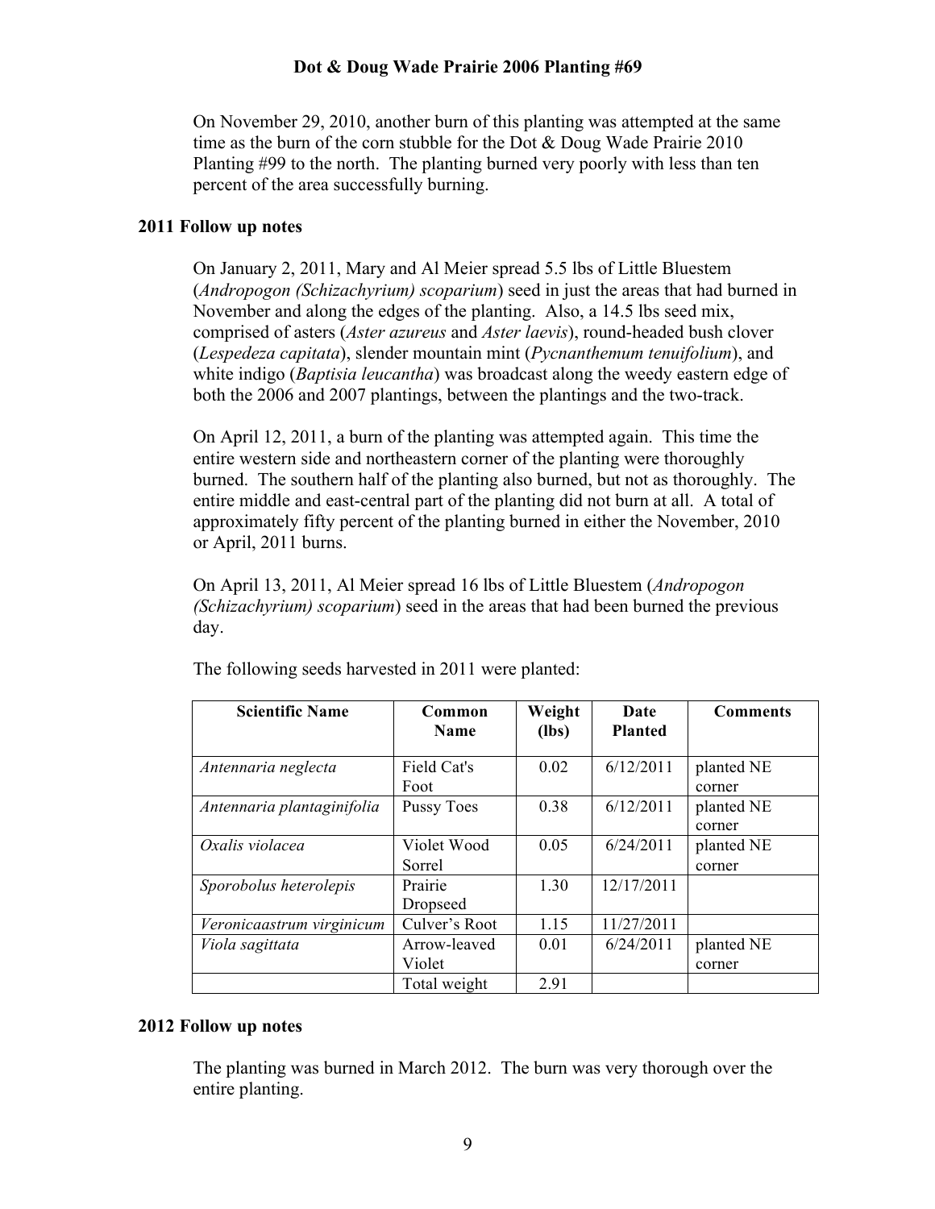On November 29, 2010, another burn of this planting was attempted at the same time as the burn of the corn stubble for the Dot & Doug Wade Prairie 2010 Planting #99 to the north. The planting burned very poorly with less than ten percent of the area successfully burning.

## 2011 Follow up notes

On January 2, 2011, Mary and Al Meier spread 5.5 lbs of Little Bluestem (*Andropogon (Schizachyrium) scoparium*) seed in just the areas that had burned in November and along the edges of the planting. Also, a 14.5 lbs seed mix, comprised of asters (*Aster azureus* and *Aster laevis*), round-headed bush clover (*Lespedeza capitata*), slender mountain mint (*Pycnanthemum tenuifolium*), and white indigo (*Baptisia leucantha*) was broadcast along the weedy eastern edge of both the 2006 and 2007 plantings, between the plantings and the two-track.

On April 12, 2011, a burn of the planting was attempted again. This time the entire western side and northeastern corner of the planting were thoroughly burned. The southern half of the planting also burned, but not as thoroughly. The entire middle and east-central part of the planting did not burn at all. A total of approximately fifty percent of the planting burned in either the November, 2010 or April, 2011 burns.

On April 13, 2011, Al Meier spread 16 lbs of Little Bluestem (*Andropogon (Schizachyrium) scoparium*) seed in the areas that had been burned the previous day.

The following seeds harvested in 2011 were planted:

| Scientific Name | Common Name | Weight (lbs) | Date Planted | Comments |
|---|---|---|---|---|
| *Antennaria neglecta* | Field Cat's Foot | 0.02 | 6/12/2011 | planted NE corner |
| *Antennaria plantaginifolia* | Pussy Toes | 0.38 | 6/12/2011 | planted NE corner |
| *Oxalis violacea* | Violet Wood Sorrel | 0.05 | 6/24/2011 | planted NE corner |
| *Sporobolus heterolepis* | Prairie Dropseed | 1.30 | 12/17/2011 | |
| *Veronicaastrum virginicum* | Culver's Root | 1.15 | 11/27/2011 | |
| *Viola sagittata* | Arrow-leaved Violet | 0.01 | 6/24/2011 | planted NE corner |
| | Total weight | 2.91 | | |

## 2012 Follow up notes

The planting was burned in March 2012. The burn was very thorough over the entire planting.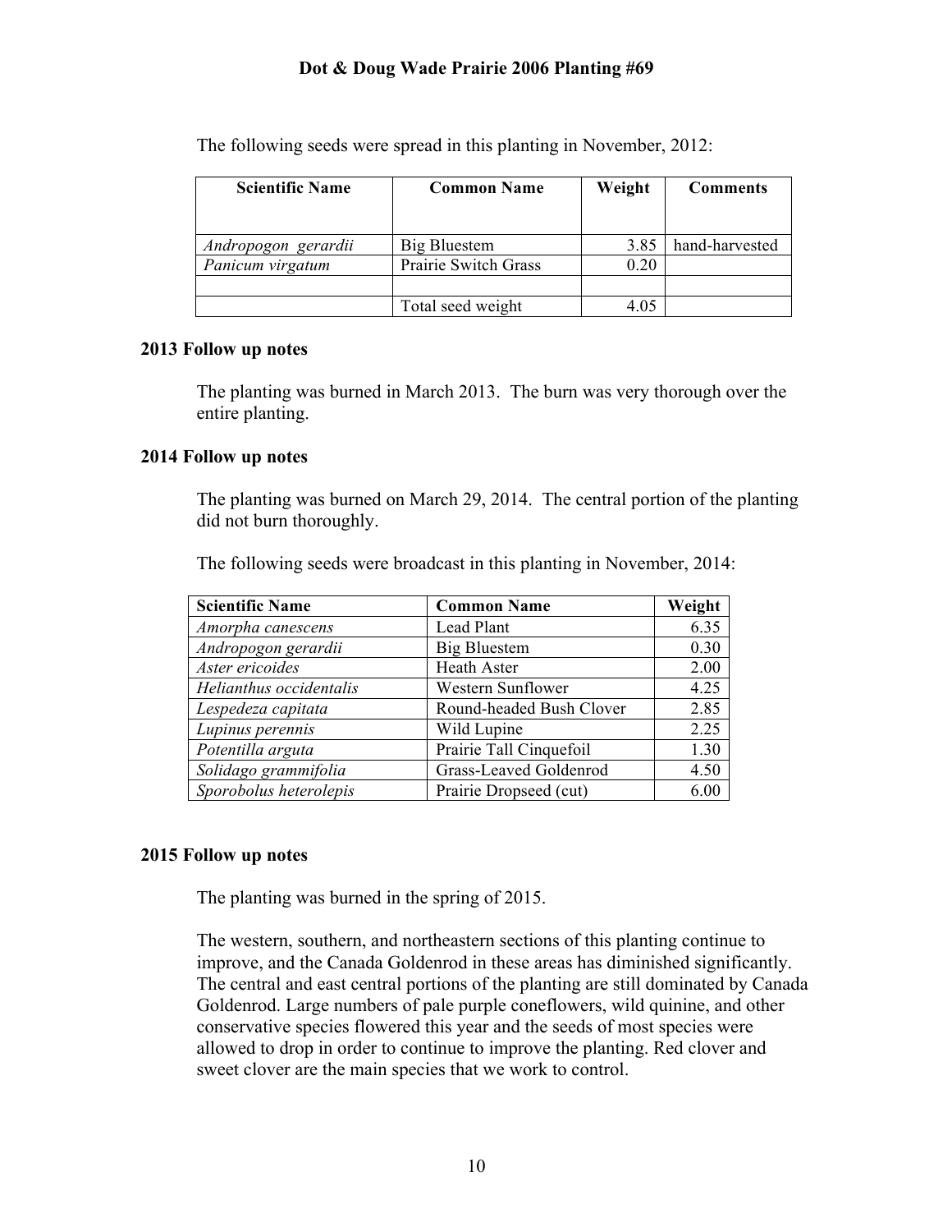# Dot & Doug Wade Prairie 2006 Planting #69

The following seeds were spread in this planting in November, 2012:

| Scientific Name | Common Name | Weight | Comments |
|---|---|---|---|
| *Andropogon gerardii* | Big Bluestem | 3.85 | hand-harvested |
| *Panicum virgatum* | Prairie Switch Grass | 0.20 | |
| | | | |
| | Total seed weight | 4.05 | |

### 2013 Follow up notes

The planting was burned in March 2013. The burn was very thorough over the entire planting.

### 2014 Follow up notes

The planting was burned on March 29, 2014. The central portion of the planting did not burn thoroughly.

The following seeds were broadcast in this planting in November, 2014:

| Scientific Name | Common Name | Weight |
|---|---|---|
| *Amorpha canescens* | Lead Plant | 6.35 |
| *Andropogon gerardii* | Big Bluestem | 0.30 |
| *Aster ericoides* | Heath Aster | 2.00 |
| *Helianthus occidentalis* | Western Sunflower | 4.25 |
| *Lespedeza capitata* | Round-headed Bush Clover | 2.85 |
| *Lupinus perennis* | Wild Lupine | 2.25 |
| *Potentilla arguta* | Prairie Tall Cinquefoil | 1.30 |
| *Solidago grammifolia* | Grass-Leaved Goldenrod | 4.50 |
| *Sporobolus heterolepis* | Prairie Dropseed (cut) | 6.00 |

### 2015 Follow up notes

The planting was burned in the spring of 2015.

The western, southern, and northeastern sections of this planting continue to improve, and the Canada Goldenrod in these areas has diminished significantly. The central and east central portions of the planting are still dominated by Canada Goldenrod. Large numbers of pale purple coneflowers, wild quinine, and other conservative species flowered this year and the seeds of most species were allowed to drop in order to continue to improve the planting. Red clover and sweet clover are the main species that we work to control.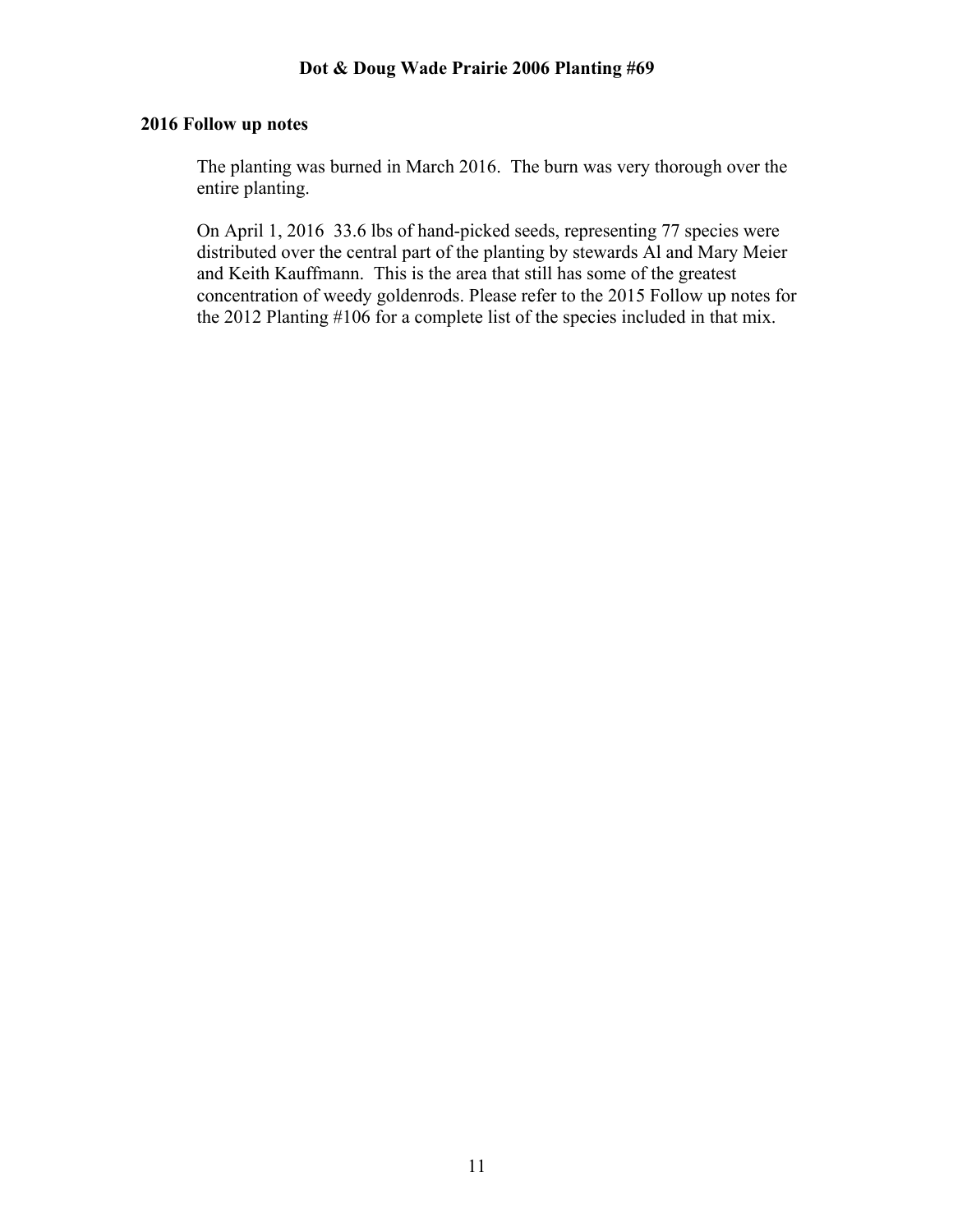# Dot & Doug Wade Prairie 2006 Planting #69

## 2016 Follow up notes

The planting was burned in March 2016. The burn was very thorough over the entire planting.

On April 1, 2016 33.6 lbs of hand-picked seeds, representing 77 species were distributed over the central part of the planting by stewards Al and Mary Meier and Keith Kauffmann. This is the area that still has some of the greatest concentration of weedy goldenrods. Please refer to the 2015 Follow up notes for the 2012 Planting #106 for a complete list of the species included in that mix.